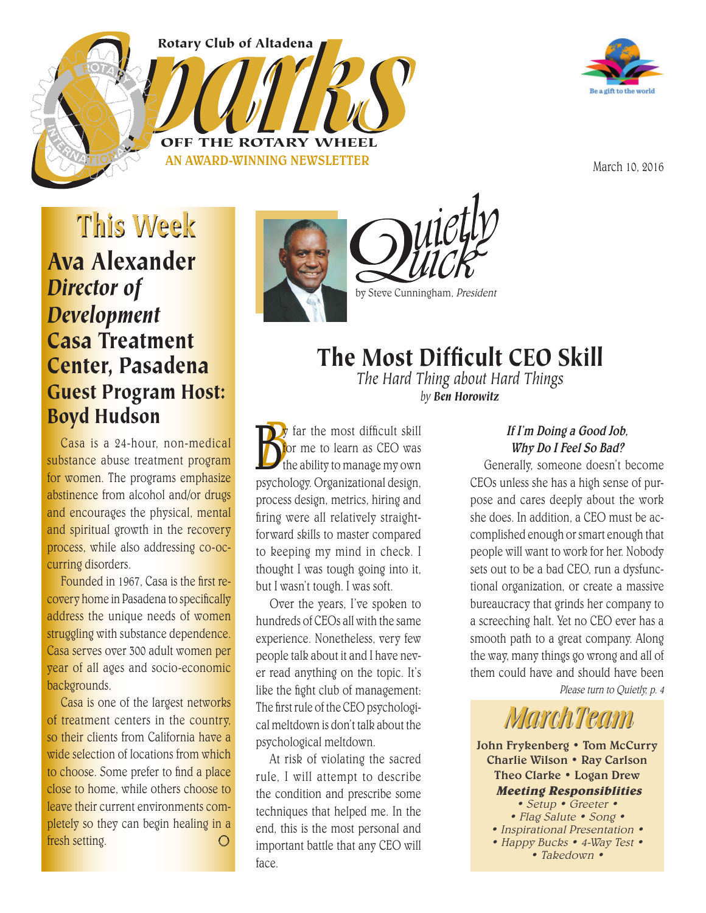Rotary Club of Altadena

# Sparks

OFF THE ROTARY WHEEL

AN AWARD-WINNING NEWSLETTER

Be a gift to the world

March 10, 2016

## This Week

**Ava Alexander**
***Director of Development***
**Casa Treatment Center, Pasadena**
**Guest Program Host: Boyd Hudson**

Casa is a 24-hour, non-medical substance abuse treatment program for women. The programs emphasize abstinence from alcohol and/or drugs and encourages the physical, mental and spiritual growth in the recovery process, while also addressing co-occurring disorders.

Founded in 1967, Casa is the first recovery home in Pasadena to specifically address the unique needs of women struggling with substance dependence. Casa serves over 300 adult women per year of all ages and socio-economic backgrounds.

Casa is one of the largest networks of treatment centers in the country, so their clients from California have a wide selection of locations from which to choose. Some prefer to find a place close to home, while others choose to leave their current environments completely so they can begin healing in a fresh setting.

## Quietly Quick

by Steve Cunningham, *President*

# The Most Difficult CEO Skill

*The Hard Thing about Hard Things*

*by* ***Ben Horowitz***

By far the most difficult skill for me to learn as CEO was the ability to manage my own psychology. Organizational design, process design, metrics, hiring and firing were all relatively straightforward skills to master compared to keeping my mind in check. I thought I was tough going into it, but I wasn't tough. I was soft.

Over the years, I've spoken to hundreds of CEOs all with the same experience. Nonetheless, very few people talk about it and I have never read anything on the topic. It's like the fight club of management: The first rule of the CEO psychological meltdown is don't talk about the psychological meltdown.

At risk of violating the sacred rule, I will attempt to describe the condition and prescribe some techniques that helped me. In the end, this is the most personal and important battle that any CEO will face.

### *If I'm Doing a Good Job, Why Do I Feel So Bad?*

Generally, someone doesn't become CEOs unless she has a high sense of purpose and cares deeply about the work she does. In addition, a CEO must be accomplished enough or smart enough that people will want to work for her. Nobody sets out to be a bad CEO, run a dysfunctional organization, or create a massive bureaucracy that grinds her company to a screeching halt. Yet no CEO ever has a smooth path to a great company. Along the way, many things go wrong and all of them could have and should have been

*Please turn to Quietly, p. 4*

## March Team

**John Frykenberg • Tom McCurry**
**Charlie Wilson • Ray Carlson**
**Theo Clarke • Logan Drew**

***Meeting Responsiblities***

*• Setup • Greeter •*
*• Flag Salute • Song •*
*• Inspirational Presentation •*
*• Happy Bucks • 4-Way Test •*
*• Takedown •*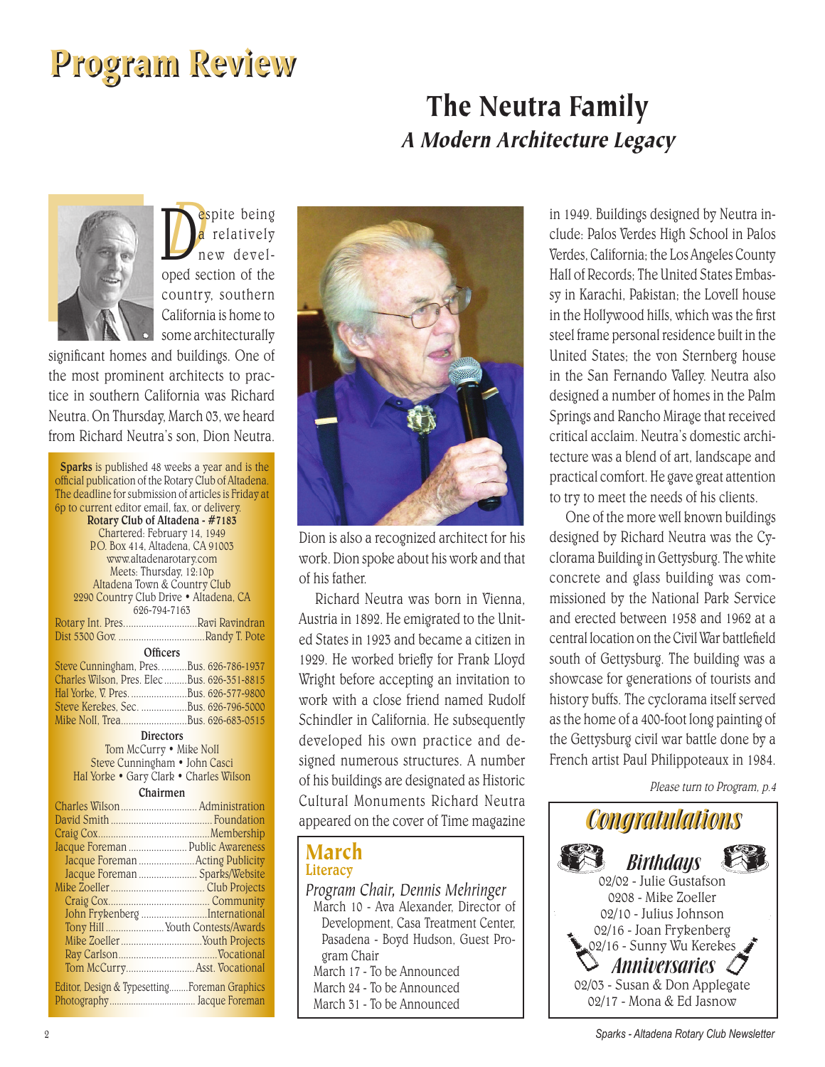# Program Review

## The Neutra Family

### *A Modern Architecture Legacy*

Despite being a relatively new developed section of the country, southern California is home to some architecturally significant homes and buildings. One of the most prominent architects to practice in southern California was Richard Neutra. On Thursday, March 03, we heard from Richard Neutra's son, Dion Neutra.

Dion is also a recognized architect for his work. Dion spoke about his work and that of his father.

Richard Neutra was born in Vienna, Austria in 1892. He emigrated to the United States in 1923 and became a citizen in 1929. He worked briefly for Frank Lloyd Wright before accepting an invitation to work with a close friend named Rudolf Schindler in California. He subsequently developed his own practice and designed numerous structures. A number of his buildings are designated as Historic Cultural Monuments Richard Neutra appeared on the cover of Time magazine in 1949. Buildings designed by Neutra include: Palos Verdes High School in Palos Verdes, California; the Los Angeles County Hall of Records; The United States Embassy in Karachi, Pakistan; the Lovell house in the Hollywood hills, which was the first steel frame personal residence built in the United States; the von Sternberg house in the San Fernando Valley. Neutra also designed a number of homes in the Palm Springs and Rancho Mirage that received critical acclaim. Neutra's domestic architecture was a blend of art, landscape and practical comfort. He gave great attention to try to meet the needs of his clients.

One of the more well known buildings designed by Richard Neutra was the Cyclorama Building in Gettysburg. The white concrete and glass building was commissioned by the National Park Service and erected between 1958 and 1962 at a central location on the Civil War battlefield south of Gettysburg. The building was a showcase for generations of tourists and history buffs. The cyclorama itself served as the home of a 400-foot long painting of the Gettysburg civil war battle done by a French artist Paul Philippoteaux in 1984.

*Please turn to Program, p.4*

---

**Sparks** is published 48 weeks a year and is the official publication of the Rotary Club of Altadena. The deadline for submission of articles is Friday at 6p to current editor email, fax, or delivery.

**Rotary Club of Altadena - #7183**
Chartered: February 14, 1949
P.O. Box 414, Altadena, CA 91003
www.altadenarotary.com
Meets: Thursday, 12:10p
Altadena Town & Country Club
2290 Country Club Drive • Altadena, CA
626-794-7163

Rotary Int. Pres. ............ Ravi Ravindran
Dist 5300 Gov. ............ Randy T. Pote

**Officers**

Steve Cunningham, Pres. .......... Bus. 626-786-1937
Charles Wilson, Pres. Elec ......... Bus. 626-351-8815
Hal Yorke, V. Pres. .......... Bus. 626-577-9800
Steve Kerekes, Sec. .......... Bus. 626-796-5000
Mike Noll, Trea .......... Bus. 626-683-0515

**Directors**

Tom McCurry • Mike Noll
Steve Cunningham • John Casci
Hal Yorke • Gary Clark • Charles Wilson

**Chairmen**

Charles Wilson .......... Administration
David Smith .......... Foundation
Craig Cox .......... Membership
Jacque Foreman .......... Public Awareness
Jacque Foreman .......... Acting Publicity
Jacque Foreman .......... Sparks/Website
Mike Zoeller .......... Club Projects
Craig Cox .......... Community
John Frykenberg .......... International
Tony Hill .......... Youth Contests/Awards
Mike Zoeller .......... Youth Projects
Ray Carlson .......... Vocational
Tom McCurry .......... Asst. Vocational

Editor, Design & Typesetting .......... Foreman Graphics
Photography .......... Jacque Foreman

---

## March
**Literacy**

*Program Chair, Dennis Mehringer*

March 10 - Ava Alexander, Director of Development, Casa Treatment Center, Pasadena - Boyd Hudson, Guest Program Chair
March 17 - To be Announced
March 24 - To be Announced
March 31 - To be Announced

---

## Congratulations

### Birthdays

02/02 - Julie Gustafson
0208 - Mike Zoeller
02/10 - Julius Johnson
02/16 - Joan Frykenberg
02/16 - Sunny Wu Kerekes

### Anniversaries

02/03 - Susan & Don Applegate
02/17 - Mona & Ed Jasnow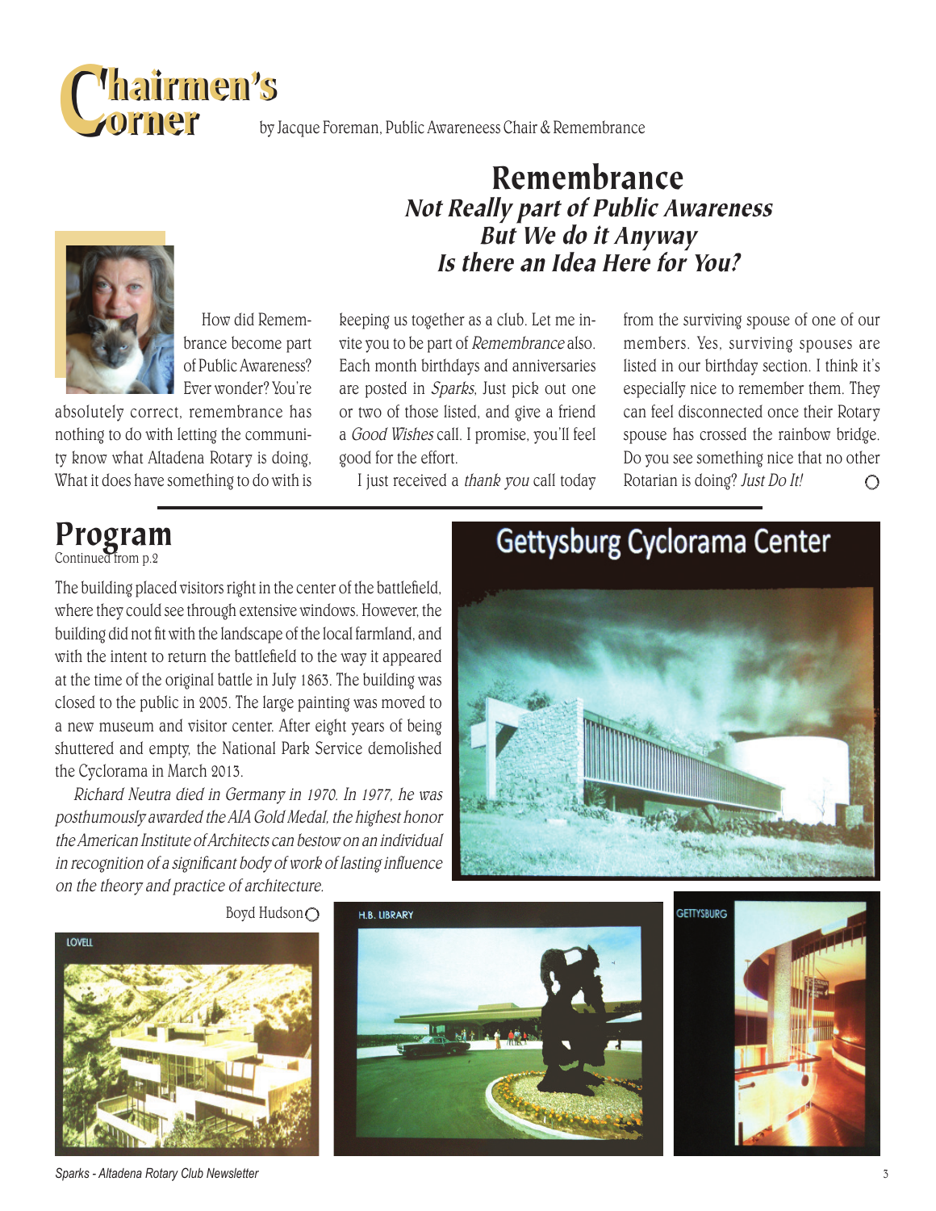# Chairmen's Corner

by Jacque Foreman, Public Awareneess Chair & Remembrance

## Remembrance

### *Not Really part of Public Awareness But We do it Anyway Is there an Idea Here for You?*

How did Remembrance become part of Public Awareness? Ever wonder? You're absolutely correct, remembrance has nothing to do with letting the community know what Altadena Rotary is doing. What it does have something to do with is keeping us together as a club. Let me invite you to be part of *Remembrance* also. Each month birthdays and anniversaries are posted in *Sparks*, Just pick out one or two of those listed, and give a friend a *Good Wishes* call. I promise, you'll feel good for the effort.

I just received a *thank you* call today from the surviving spouse of one of our members. Yes, surviving spouses are listed in our birthday section. I think it's especially nice to remember them. They can feel disconnected once their Rotary spouse has crossed the rainbow bridge. Do you see something nice that no other Rotarian is doing? *Just Do It!*

## Program

Continued from p.2

The building placed visitors right in the center of the battlefield, where they could see through extensive windows. However, the building did not fit with the landscape of the local farmland, and with the intent to return the battlefield to the way it appeared at the time of the original battle in July 1863. The building was closed to the public in 2005. The large painting was moved to a new museum and visitor center. After eight years of being shuttered and empty, the National Park Service demolished the Cyclorama in March 2013.

*Richard Neutra died in Germany in 1970. In 1977, he was posthumously awarded the AIA Gold Medal, the highest honor the American Institute of Architects can bestow on an individual in recognition of a significant body of work of lasting influence on the theory and practice of architecture.*

Boyd Hudson

Gettysburg Cyclorama Center

LOVELL

H.B. LIBRARY

GETTYSBURG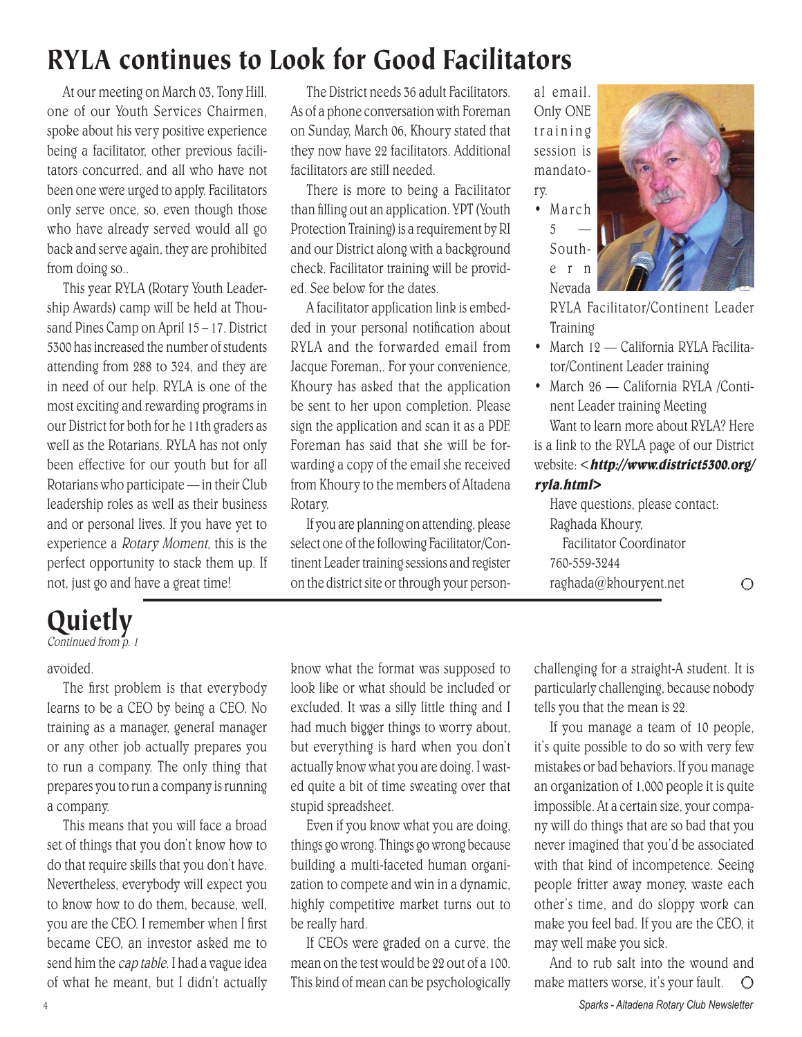# RYLA continues to Look for Good Facilitators

At our meeting on March 03, Tony Hill, one of our Youth Services Chairmen, spoke about his very positive experience being a facilitator, other previous facilitators concurred, and all who have not been one were urged to apply. Facilitators only serve once, so, even though those who have already served would all go back and serve again, they are prohibited from doing so..

This year RYLA (Rotary Youth Leadership Awards) camp will be held at Thousand Pines Camp on April 15 – 17. District 5300 has increased the number of students attending from 288 to 324, and they are in need of our help. RYLA is one of the most exciting and rewarding programs in our District for both for he 11th graders as well as the Rotarians. RYLA has not only been effective for our youth but for all Rotarians who participate — in their Club leadership roles as well as their business and or personal lives. If you have yet to experience a *Rotary Moment*, this is the perfect opportunity to stack them up. If not, just go and have a great time!

The District needs 36 adult Facilitators. As of a phone conversation with Foreman on Sunday, March 06, Khoury stated that they now have 22 facilitators. Additional facilitators are still needed.

There is more to being a Facilitator than filling out an application. YPT (Youth Protection Training) is a requirement by RI and our District along with a background check. Facilitator training will be provided. See below for the dates.

A facilitator application link is embedded in your personal notification about RYLA and the forwarded email from Jacque Foreman,. For your convenience, Khoury has asked that the application be sent to her upon completion. Please sign the application and scan it as a PDF. Foreman has said that she will be forwarding a copy of the email she received from Khoury to the members of Altadena Rotary.

If you are planning on attending, please select one of the following Facilitator/Continent Leader training sessions and register on the district site or through your personal email. Only ONE training session is mandatory.

- March 5 — Southern Nevada RYLA Facilitator/Continent Leader Training
- March 12 — California RYLA Facilitator/Continent Leader training
- March 26 — California RYLA /Continent Leader training Meeting

Want to learn more about RYLA? Here is a link to the RYLA page of our District website: <***http://www.district5300.org/ryla.html***>

Have questions, please contact:
Raghada Khoury,
Facilitator Coordinator
760-559-3244
raghada@khouryent.net

# Quietly

*Continued from p. 1*

avoided.

The first problem is that everybody learns to be a CEO by being a CEO. No training as a manager, general manager or any other job actually prepares you to run a company. The only thing that prepares you to run a company is running a company.

This means that you will face a broad set of things that you don't know how to do that require skills that you don't have. Nevertheless, everybody will expect you to know how to do them, because, well, you are the CEO. I remember when I first became CEO, an investor asked me to send him the *cap table*. I had a vague idea of what he meant, but I didn't actually know what the format was supposed to look like or what should be included or excluded. It was a silly little thing and I had much bigger things to worry about, but everything is hard when you don't actually know what you are doing. I wasted quite a bit of time sweating over that stupid spreadsheet.

Even if you know what you are doing, things go wrong. Things go wrong because building a multi-faceted human organization to compete and win in a dynamic, highly competitive market turns out to be really hard.

If CEOs were graded on a curve, the mean on the test would be 22 out of a 100. This kind of mean can be psychologically challenging for a straight-A student. It is particularly challenging, because nobody tells you that the mean is 22.

If you manage a team of 10 people, it's quite possible to do so with very few mistakes or bad behaviors. If you manage an organization of 1,000 people it is quite impossible. At a certain size, your company will do things that are so bad that you never imagined that you'd be associated with that kind of incompetence. Seeing people fritter away money, waste each other's time, and do sloppy work can make you feel bad. If you are the CEO, it may well make you sick.

And to rub salt into the wound and make matters worse, it's your fault.